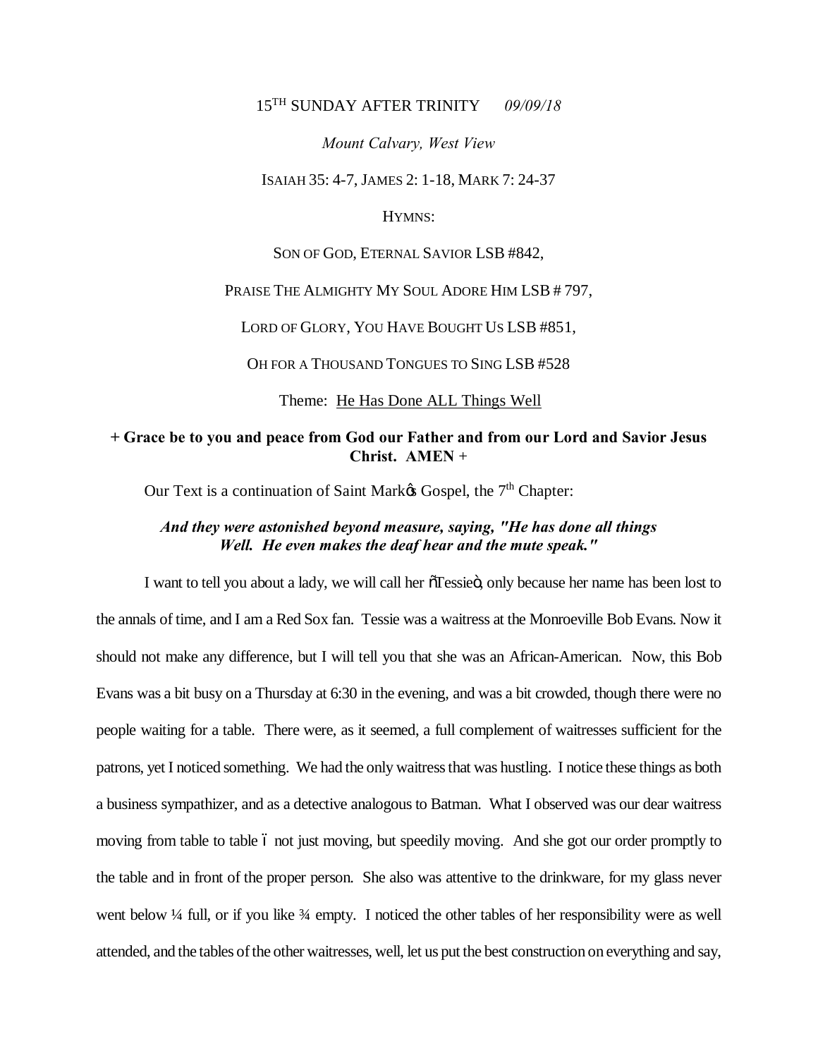15TH SUNDAY AFTER TRINITY *09/09/18*

*Mount Calvary, West View*

ISAIAH 35: 4-7, JAMES 2: 1-18, MARK 7: 24-37

HYMNS:

SON OF GOD, ETERNAL SAVIOR LSB #842,

PRAISE THE ALMIGHTY MY SOUL ADORE HIM LSB # 797,

LORD OF GLORY, YOU HAVE BOUGHT US LSB #851,

OH FOR A THOUSAND TONGUES TO SING LSB #528

Theme: He Has Done ALL Things Well

**+ Grace be to you and peace from God our Father and from our Lord and Savior Jesus Christ. AMEN +**

Our Text is a continuation of Saint Mark's Gospel, the 7th Chapter:

***And they were astonished beyond measure, saying, "He has done all things Well. He even makes the deaf hear and the mute speak."***

I want to tell you about a lady, we will call her "Tessie", only because her name has been lost to the annals of time, and I am a Red Sox fan. Tessie was a waitress at the Monroeville Bob Evans. Now it should not make any difference, but I will tell you that she was an African-American. Now, this Bob Evans was a bit busy on a Thursday at 6:30 in the evening, and was a bit crowded, though there were no people waiting for a table. There were, as it seemed, a full complement of waitresses sufficient for the patrons, yet I noticed something. We had the only waitress that was hustling. I notice these things as both a business sympathizer, and as a detective analogous to Batman. What I observed was our dear waitress moving from table to table – not just moving, but speedily moving. And she got our order promptly to the table and in front of the proper person. She also was attentive to the drinkware, for my glass never went below ¼ full, or if you like ¾ empty. I noticed the other tables of her responsibility were as well attended, and the tables of the other waitresses, well, let us put the best construction on everything and say,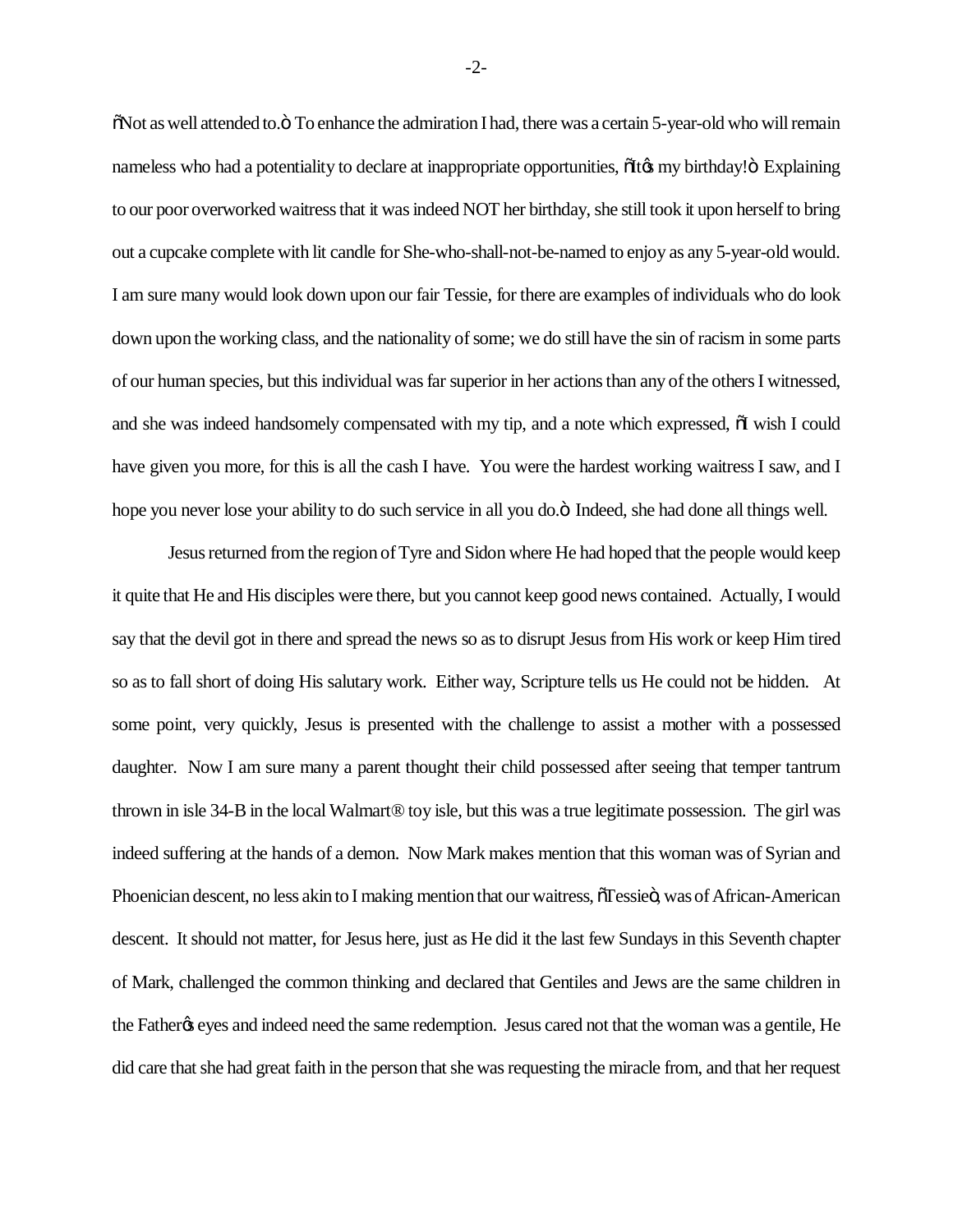"Not as well attended to." To enhance the admiration I had, there was a certain 5-year-old who will remain nameless who had a potentiality to declare at inappropriate opportunities, "It's my birthday!" Explaining to our poor overworked waitress that it was indeed NOT her birthday, she still took it upon herself to bring out a cupcake complete with lit candle for She-who-shall-not-be-named to enjoy as any 5-year-old would. I am sure many would look down upon our fair Tessie, for there are examples of individuals who do look down upon the working class, and the nationality of some; we do still have the sin of racism in some parts of our human species, but this individual was far superior in her actions than any of the others I witnessed, and she was indeed handsomely compensated with my tip, and a note which expressed, "I wish I could have given you more, for this is all the cash I have. You were the hardest working waitress I saw, and I hope you never lose your ability to do such service in all you do." Indeed, she had done all things well.

Jesus returned from the region of Tyre and Sidon where He had hoped that the people would keep it quite that He and His disciples were there, but you cannot keep good news contained. Actually, I would say that the devil got in there and spread the news so as to disrupt Jesus from His work or keep Him tired so as to fall short of doing His salutary work. Either way, Scripture tells us He could not be hidden. At some point, very quickly, Jesus is presented with the challenge to assist a mother with a possessed daughter. Now I am sure many a parent thought their child possessed after seeing that temper tantrum thrown in isle 34-B in the local Walmart® toy isle, but this was a true legitimate possession. The girl was indeed suffering at the hands of a demon. Now Mark makes mention that this woman was of Syrian and Phoenician descent, no less akin to I making mention that our waitress, "Tessie", was of African-American descent. It should not matter, for Jesus here, just as He did it the last few Sundays in this Seventh chapter of Mark, challenged the common thinking and declared that Gentiles and Jews are the same children in the Father's eyes and indeed need the same redemption. Jesus cared not that the woman was a gentile, He did care that she had great faith in the person that she was requesting the miracle from, and that her request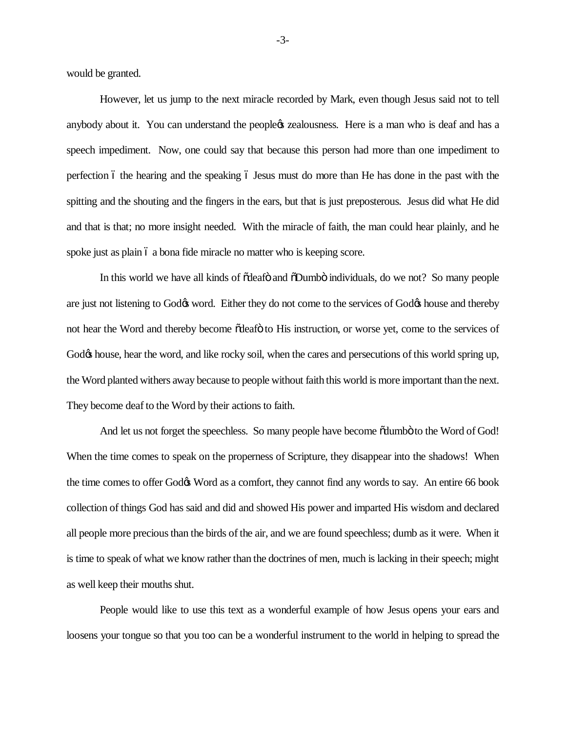would be granted.

However, let us jump to the next miracle recorded by Mark, even though Jesus said not to tell anybody about it. You can understand the people's zealousness. Here is a man who is deaf and has a speech impediment. Now, one could say that because this person had more than one impediment to perfection – the hearing and the speaking – Jesus must do more than He has done in the past with the spitting and the shouting and the fingers in the ears, but that is just preposterous. Jesus did what He did and that is that; no more insight needed. With the miracle of faith, the man could hear plainly, and he spoke just as plain – a bona fide miracle no matter who is keeping score.

In this world we have all kinds of "deaf" and "Dumb" individuals, do we not? So many people are just not listening to God's word. Either they do not come to the services of God's house and thereby not hear the Word and thereby become "deaf" to His instruction, or worse yet, come to the services of God's house, hear the word, and like rocky soil, when the cares and persecutions of this world spring up, the Word planted withers away because to people without faith this world is more important than the next. They become deaf to the Word by their actions to faith.

And let us not forget the speechless. So many people have become "dumb" to the Word of God! When the time comes to speak on the properness of Scripture, they disappear into the shadows! When the time comes to offer God's Word as a comfort, they cannot find any words to say. An entire 66 book collection of things God has said and did and showed His power and imparted His wisdom and declared all people more precious than the birds of the air, and we are found speechless; dumb as it were. When it is time to speak of what we know rather than the doctrines of men, much is lacking in their speech; might as well keep their mouths shut.

People would like to use this text as a wonderful example of how Jesus opens your ears and loosens your tongue so that you too can be a wonderful instrument to the world in helping to spread the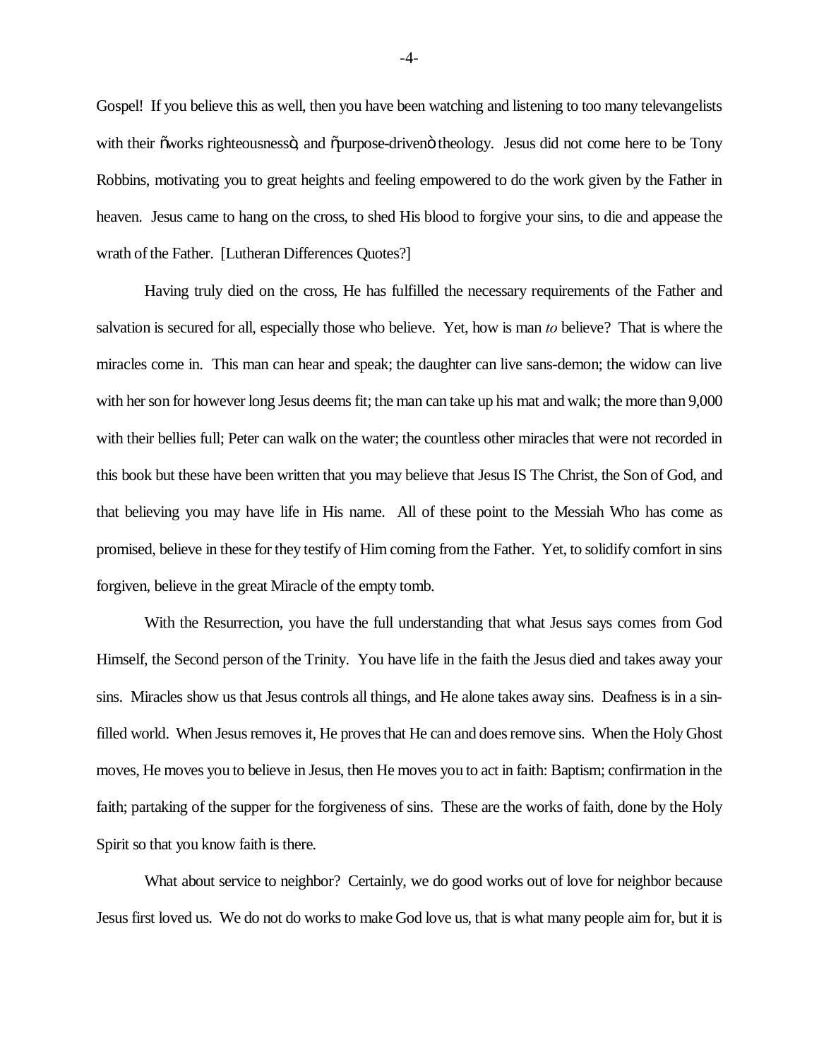Gospel! If you believe this as well, then you have been watching and listening to too many televangelists with their "works righteousness", and "purpose-driven" theology. Jesus did not come here to be Tony Robbins, motivating you to great heights and feeling empowered to do the work given by the Father in heaven. Jesus came to hang on the cross, to shed His blood to forgive your sins, to die and appease the wrath of the Father. [Lutheran Differences Quotes?]

Having truly died on the cross, He has fulfilled the necessary requirements of the Father and salvation is secured for all, especially those who believe. Yet, how is man *to* believe? That is where the miracles come in. This man can hear and speak; the daughter can live sans-demon; the widow can live with her son for however long Jesus deems fit; the man can take up his mat and walk; the more than 9,000 with their bellies full; Peter can walk on the water; the countless other miracles that were not recorded in this book but these have been written that you may believe that Jesus IS The Christ, the Son of God, and that believing you may have life in His name. All of these point to the Messiah Who has come as promised, believe in these for they testify of Him coming from the Father. Yet, to solidify comfort in sins forgiven, believe in the great Miracle of the empty tomb.

With the Resurrection, you have the full understanding that what Jesus says comes from God Himself, the Second person of the Trinity. You have life in the faith the Jesus died and takes away your sins. Miracles show us that Jesus controls all things, and He alone takes away sins. Deafness is in a sin-filled world. When Jesus removes it, He proves that He can and does remove sins. When the Holy Ghost moves, He moves you to believe in Jesus, then He moves you to act in faith: Baptism; confirmation in the faith; partaking of the supper for the forgiveness of sins. These are the works of faith, done by the Holy Spirit so that you know faith is there.

What about service to neighbor? Certainly, we do good works out of love for neighbor because Jesus first loved us. We do not do works to make God love us, that is what many people aim for, but it is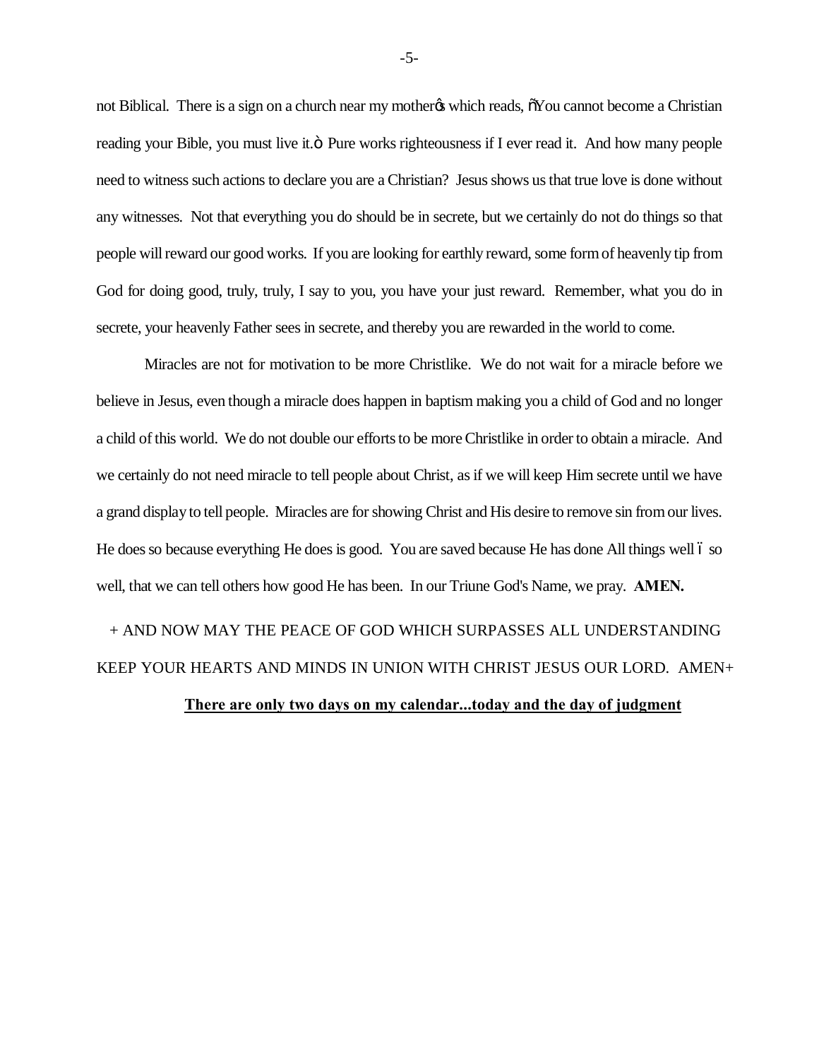not Biblical. There is a sign on a church near my motherõs which reads, õYou cannot become a Christian reading your Bible, you must live it.ö Pure works righteousness if I ever read it. And how many people need to witness such actions to declare you are a Christian? Jesus shows us that true love is done without any witnesses. Not that everything you do should be in secrete, but we certainly do not do things so that people will reward our good works. If you are looking for earthly reward, some form of heavenly tip from God for doing good, truly, truly, I say to you, you have your just reward. Remember, what you do in secrete, your heavenly Father sees in secrete, and thereby you are rewarded in the world to come.

Miracles are not for motivation to be more Christlike. We do not wait for a miracle before we believe in Jesus, even though a miracle does happen in baptism making you a child of God and no longer a child of this world. We do not double our efforts to be more Christlike in order to obtain a miracle. And we certainly do not need miracle to tell people about Christ, as if we will keep Him secrete until we have a grand display to tell people. Miracles are for showing Christ and His desire to remove sin from our lives. He does so because everything He does is good. You are saved because He has done All things well ó so well, that we can tell others how good He has been. In our Triune God's Name, we pray. **AMEN.**

\+ AND NOW MAY THE PEACE OF GOD WHICH SURPASSES ALL UNDERSTANDING KEEP YOUR HEARTS AND MINDS IN UNION WITH CHRIST JESUS OUR LORD. AMEN+

**There are only two days on my calendar...today and the day of judgment**